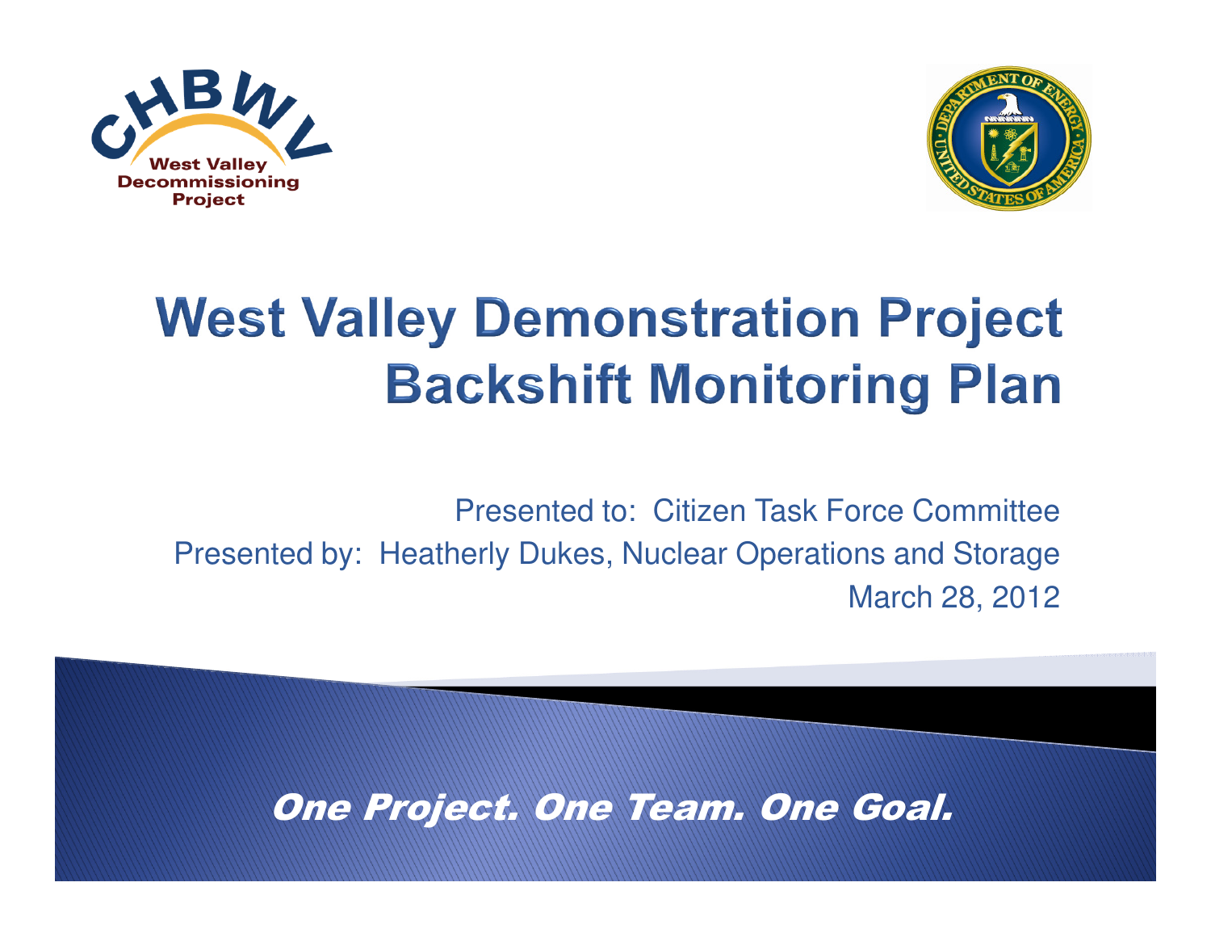CHBWV
West Valley Decommissioning Project

# West Valley Demonstration Project Backshift Monitoring Plan

Presented to: Citizen Task Force Committee

Presented by: Heatherly Dukes, Nuclear Operations and Storage

March 28, 2012

*One Project. One Team. One Goal.*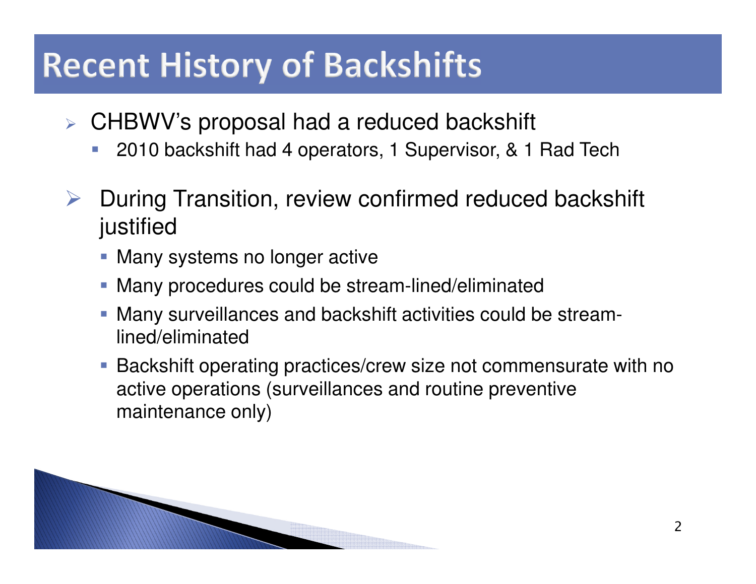# Recent History of Backshifts

- CHBWV's proposal had a reduced backshift
  - 2010 backshift had 4 operators, 1 Supervisor, & 1 Rad Tech

- During Transition, review confirmed reduced backshift justified
  - Many systems no longer active
  - Many procedures could be stream-lined/eliminated
  - Many surveillances and backshift activities could be stream-lined/eliminated
  - Backshift operating practices/crew size not commensurate with no active operations (surveillances and routine preventive maintenance only)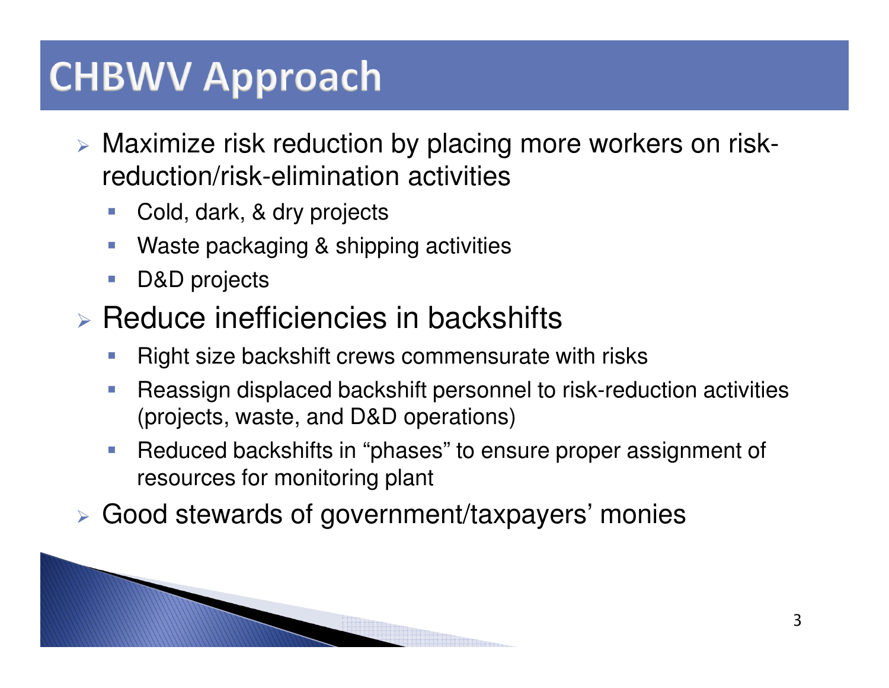# CHBWV Approach

- Maximize risk reduction by placing more workers on risk-reduction/risk-elimination activities
  - Cold, dark, & dry projects
  - Waste packaging & shipping activities
  - D&D projects
- Reduce inefficiencies in backshifts
  - Right size backshift crews commensurate with risks
  - Reassign displaced backshift personnel to risk-reduction activities (projects, waste, and D&D operations)
  - Reduced backshifts in "phases" to ensure proper assignment of resources for monitoring plant
- Good stewards of government/taxpayers' monies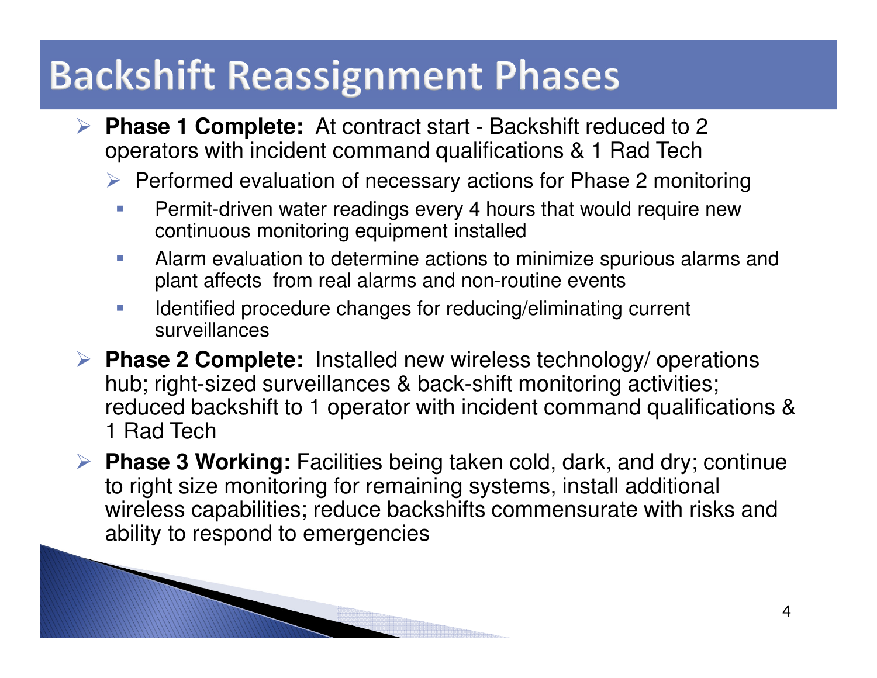# Backshift Reassignment Phases

- **Phase 1 Complete:** At contract start - Backshift reduced to 2 operators with incident command qualifications & 1 Rad Tech
  - Performed evaluation of necessary actions for Phase 2 monitoring
    - Permit-driven water readings every 4 hours that would require new continuous monitoring equipment installed
    - Alarm evaluation to determine actions to minimize spurious alarms and plant affects from real alarms and non-routine events
    - Identified procedure changes for reducing/eliminating current surveillances
- **Phase 2 Complete:** Installed new wireless technology/ operations hub; right-sized surveillances & back-shift monitoring activities; reduced backshift to 1 operator with incident command qualifications & 1 Rad Tech
- **Phase 3 Working:** Facilities being taken cold, dark, and dry; continue to right size monitoring for remaining systems, install additional wireless capabilities; reduce backshifts commensurate with risks and ability to respond to emergencies